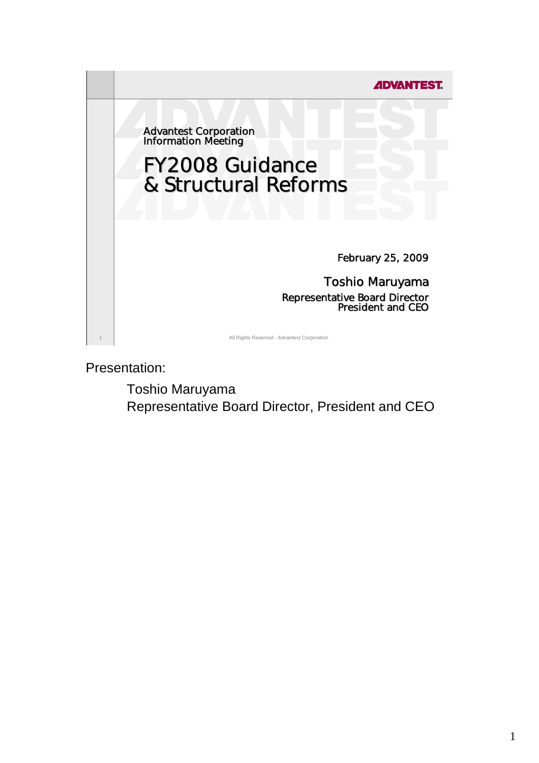ADVANTEST

Advantest Corporation
Information Meeting

# FY2008 Guidance & Structural Reforms

February 25, 2009

Toshio Maruyama
Representative Board Director
President and CEO

All Rights Reserved - Advantest Corporation

Presentation:

Toshio Maruyama
Representative Board Director, President and CEO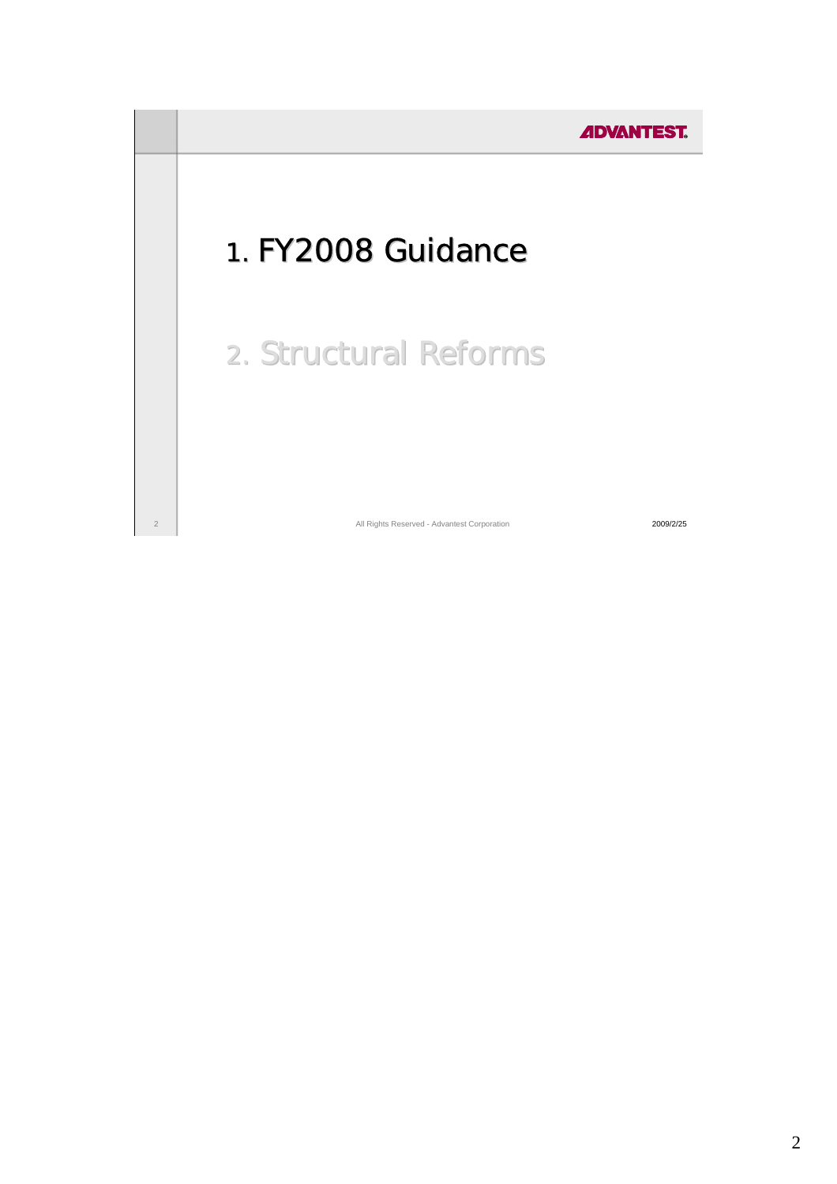1. FY2008 Guidance

2. Structural Reforms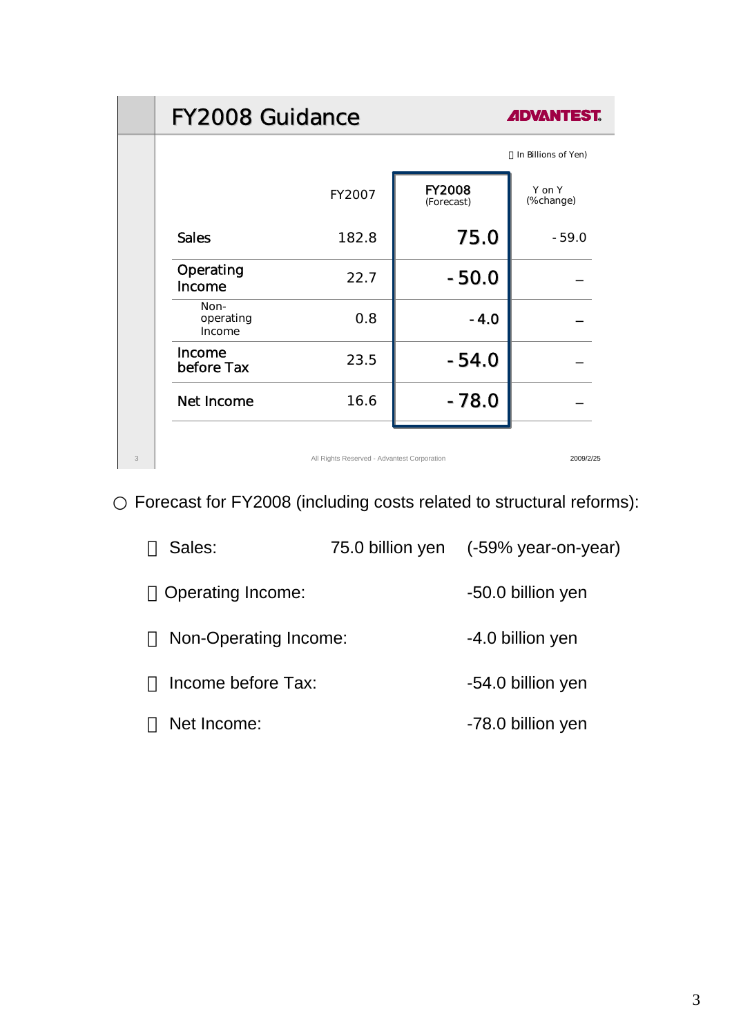## FY2008 Guidance

ADVANTEST

(In Billions of Yen)

| | FY2007 | FY2008 (Forecast) | Y on Y (%change) |
|---|---|---|---|
| Sales | 182.8 | 75.0 | - 59.0 |
| Operating Income | 22.7 | - 50.0 | – |
| Non-operating Income | 0.8 | - 4.0 | – |
| Income before Tax | 23.5 | - 54.0 | – |
| Net Income | 16.6 | - 78.0 | – |

All Rights Reserved - Advantest Corporation

2009/2/25

○ Forecast for FY2008 (including costs related to structural reforms):

- Sales: 75.0 billion yen (-59% year-on-year)
- Operating Income: -50.0 billion yen
- Non-Operating Income: -4.0 billion yen
- Income before Tax: -54.0 billion yen
- Net Income: -78.0 billion yen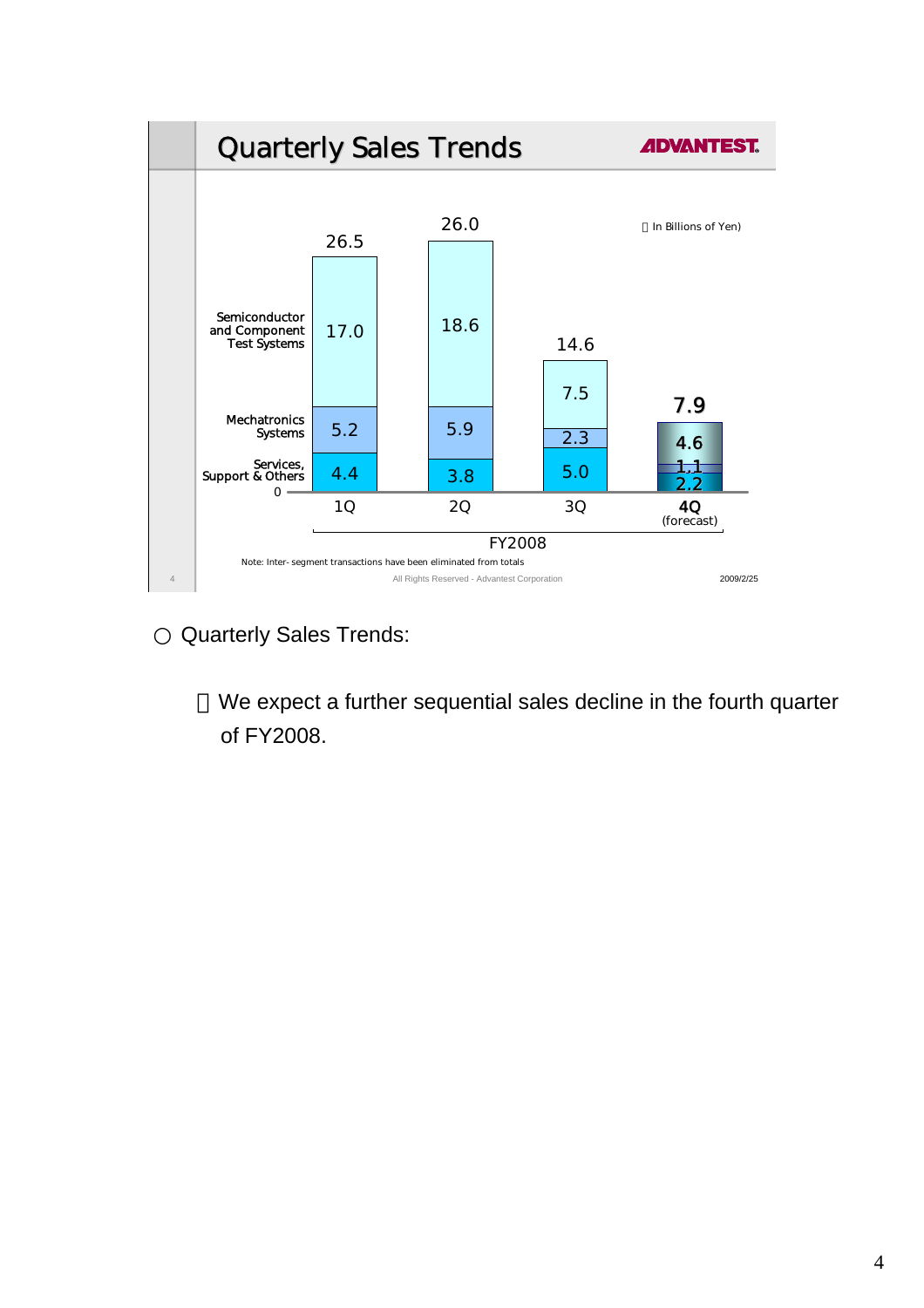## Quarterly Sales Trends

（In Billions of Yen)

| | 1Q | 2Q | 3Q | 4Q (forecast) |
|---|---|---|---|---|
| Semiconductor and Component Test Systems | 17.0 | 18.6 | 7.5 | 4.6 |
| Mechatronics Systems | 5.2 | 5.9 | 2.3 | 1.1 |
| Services, Support & Others | 4.4 | 3.8 | 5.0 | 2.2 |
| Total | 26.5 | 26.0 | 14.6 | 7.9 |

FY2008

Note: Inter- segment transactions have been eliminated from totals

○ Quarterly Sales Trends:

・We expect a further sequential sales decline in the fourth quarter of FY2008.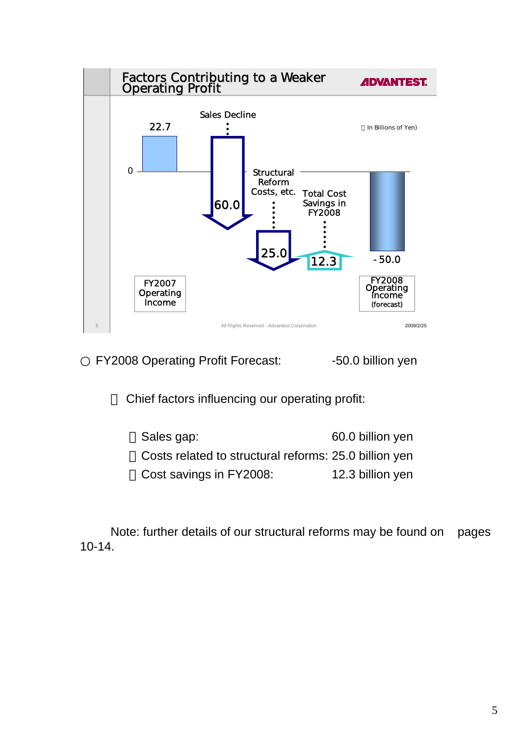## Factors Contributing to a Weaker Operating Profit

ADVANTEST

(In Billions of Yen)

| | Value |
|---|---|
| FY2007 Operating Income | 22.7 |
| Sales Decline | 60.0 |
| Structural Reform Costs, etc. | 25.0 |
| Total Cost Savings in FY2008 | 12.3 |
| FY2008 Operating Income (forecast) | -50.0 |

All Rights Reserved - Advantest Corporation

2009/2/25

○ FY2008 Operating Profit Forecast: -50.0 billion yen

Chief factors influencing our operating profit:

- Sales gap: 60.0 billion yen
- Costs related to structural reforms: 25.0 billion yen
- Cost savings in FY2008: 12.3 billion yen

Note: further details of our structural reforms may be found on pages 10-14.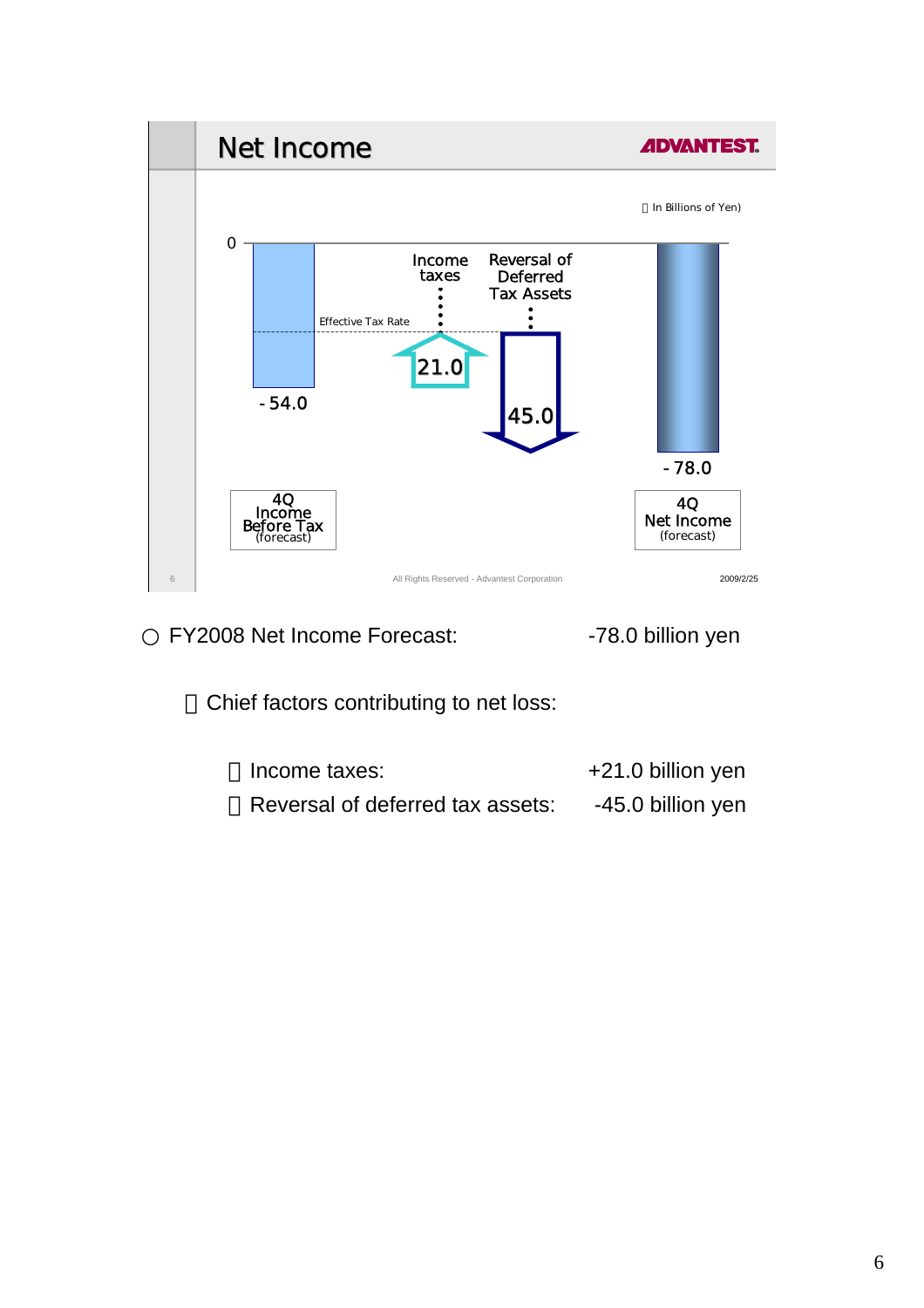## Net Income

ADVANTEST

(In Billions of Yen)

| | Value |
|---|---|
| 4Q Income Before Tax (forecast) | -54.0 |
| Income taxes (Effective Tax Rate) | 21.0 |
| Reversal of Deferred Tax Assets | 45.0 |
| 4Q Net Income (forecast) | -78.0 |

All Rights Reserved - Advantest Corporation

2009/2/25

○ FY2008 Net Income Forecast: -78.0 billion yen

- Chief factors contributing to net loss:
  - Income taxes: +21.0 billion yen
  - Reversal of deferred tax assets: -45.0 billion yen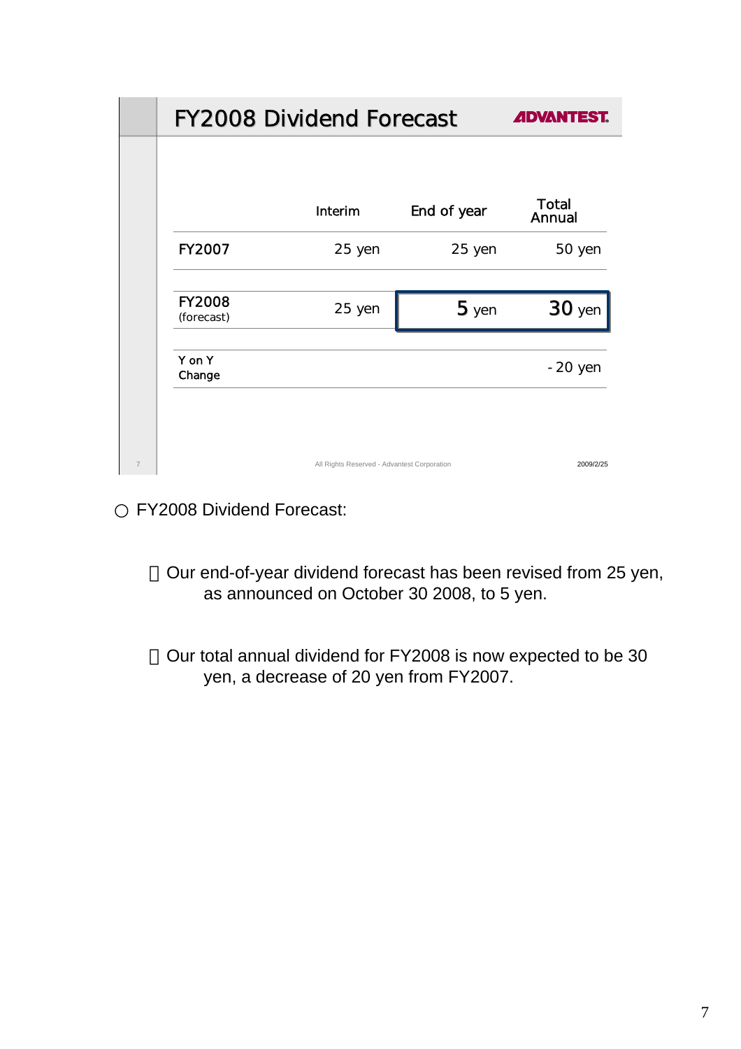# FY2008 Dividend Forecast

ADVANTEST

| | Interim | End of year | Total Annual |
|---|---|---|---|
| FY2007 | 25 yen | 25 yen | 50 yen |
| FY2008 (forecast) | 25 yen | 5 yen | 30 yen |
| Y on Y Change | | | - 20 yen |

All Rights Reserved - Advantest Corporation

2009/2/25

○ FY2008 Dividend Forecast:

- Our end-of-year dividend forecast has been revised from 25 yen, as announced on October 30 2008, to 5 yen.

- Our total annual dividend for FY2008 is now expected to be 30 yen, a decrease of 20 yen from FY2007.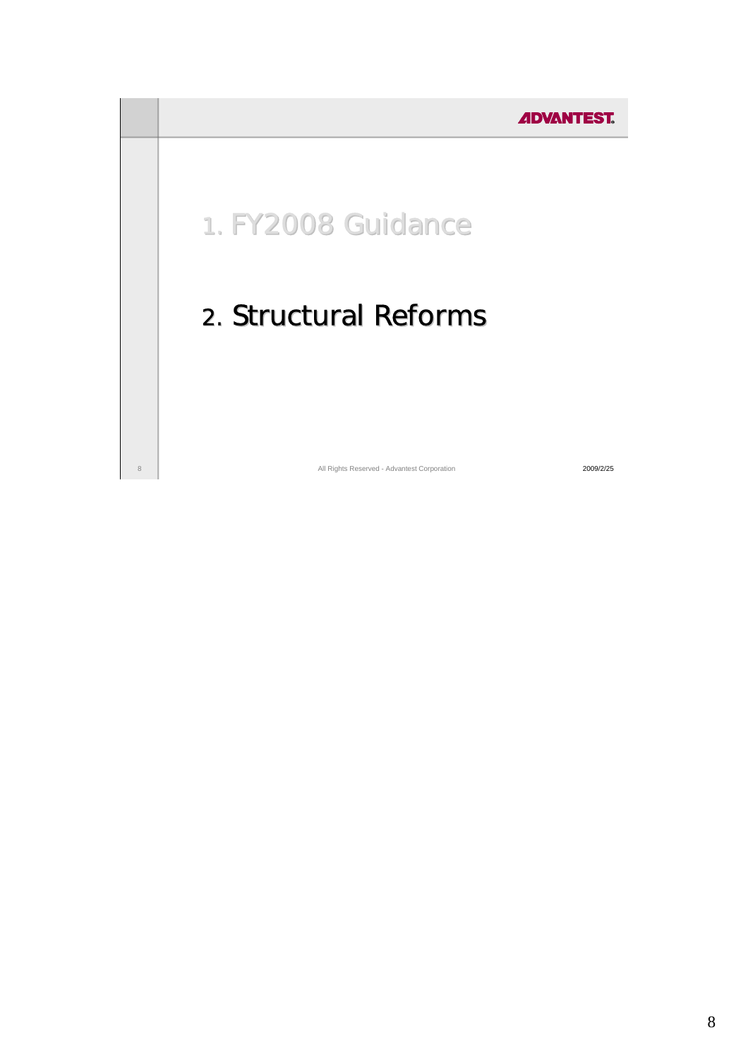1. FY2008 Guidance

2. Structural Reforms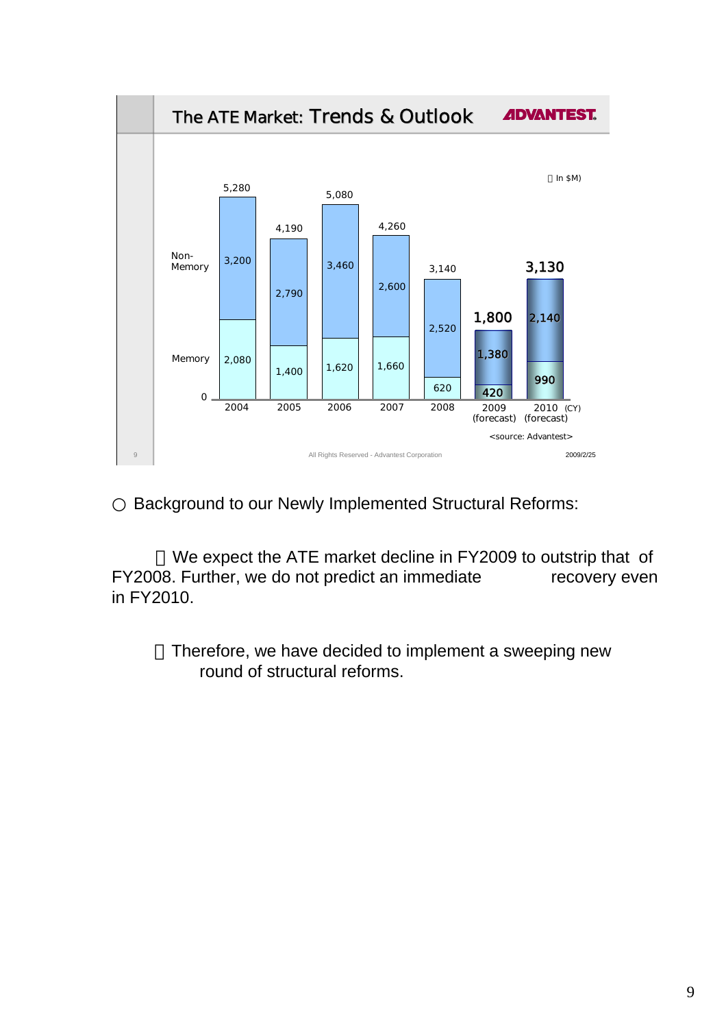## The ATE Market: Trends & Outlook

（In $M)

| | 2004 | 2005 | 2006 | 2007 | 2008 | 2009 (forecast) | 2010 (forecast) |
|---|---|---|---|---|---|---|---|
| Non-Memory | 3,200 | 2,790 | 3,460 | 2,600 | 2,520 | 1,380 | 2,140 |
| Memory | 2,080 | 1,400 | 1,620 | 1,660 | 620 | 420 | 990 |
| Total | 5,280 | 4,190 | 5,080 | 4,260 | 3,140 | 1,800 | 3,130 |

(CY)

<source: Advantest>

○ Background to our Newly Implemented Structural Reforms:

・We expect the ATE market decline in FY2009 to outstrip that of FY2008. Further, we do not predict an immediate recovery even in FY2010.

・Therefore, we have decided to implement a sweeping new round of structural reforms.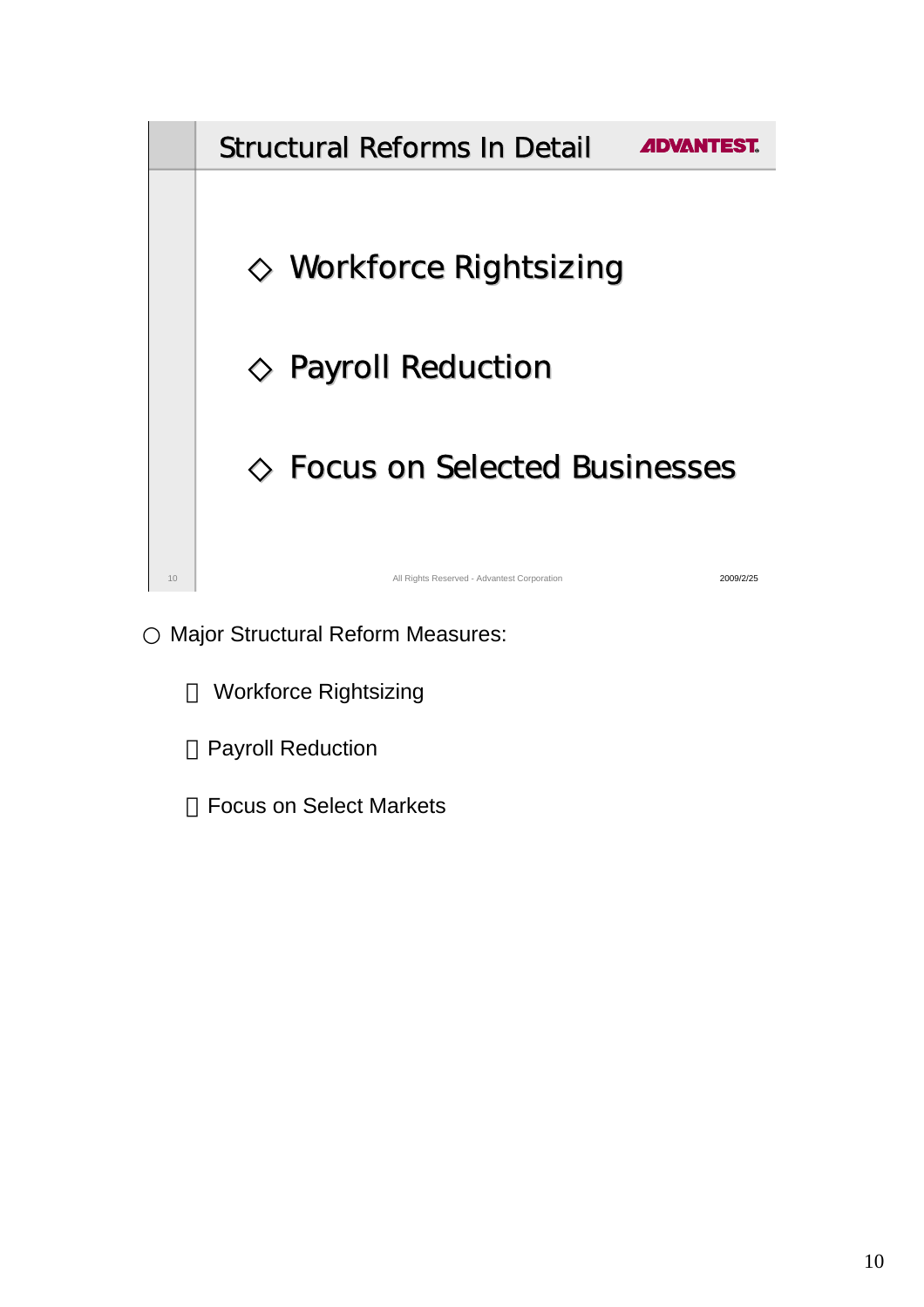## Structural Reforms In Detail

ADVANTEST

◇ Workforce Rightsizing

◇ Payroll Reduction

◇ Focus on Selected Businesses

All Rights Reserved - Advantest Corporation

2009/2/25

○ Major Structural Reform Measures:

- Workforce Rightsizing
- Payroll Reduction
- Focus on Select Markets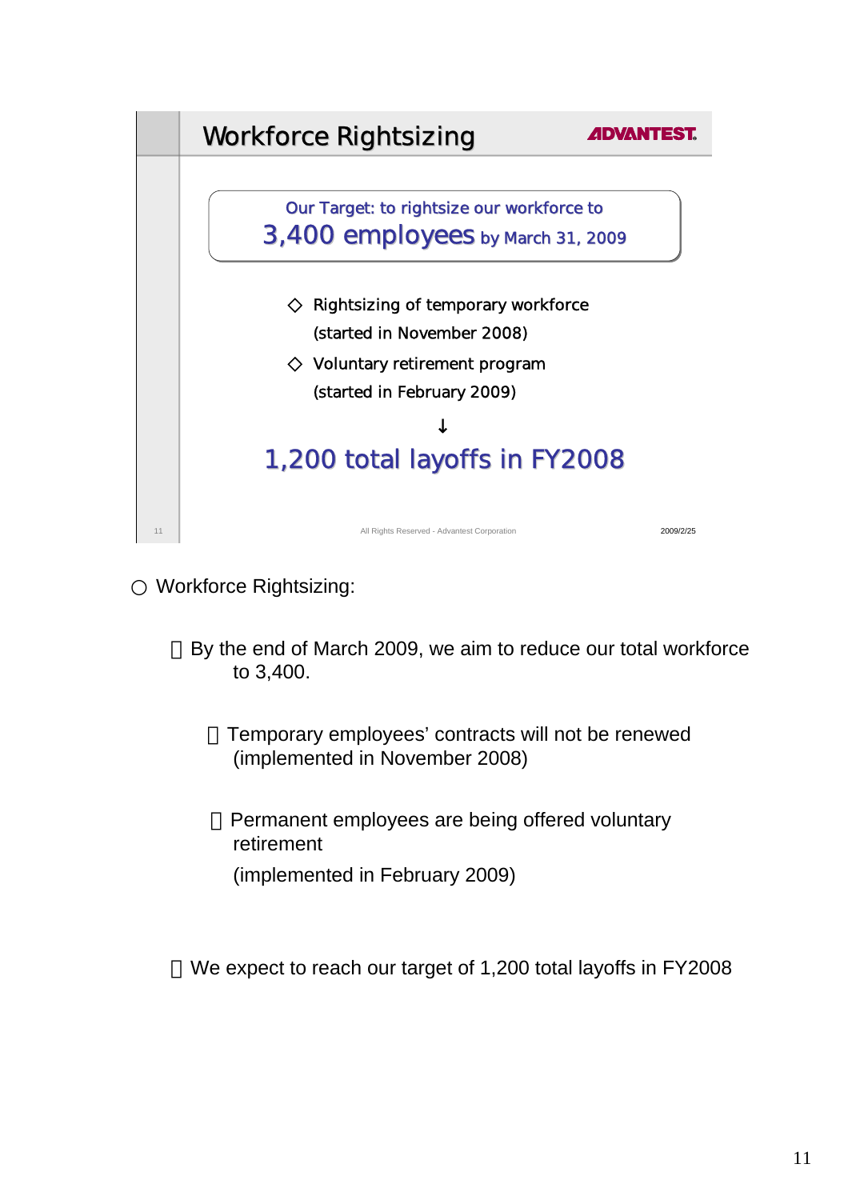## Workforce Rightsizing

**Our Target: to rightsize our workforce to 3,400 employees by March 31, 2009**

◇ Rightsizing of temporary workforce (started in November 2008)

◇ Voluntary retirement program (started in February 2009)

↓

**1,200 total layoffs in FY2008**

All Rights Reserved - Advantest Corporation 2009/2/25

○ Workforce Rightsizing:

- By the end of March 2009, we aim to reduce our total workforce to 3,400.
  - Temporary employees' contracts will not be renewed (implemented in November 2008)
  - Permanent employees are being offered voluntary retirement (implemented in February 2009)
- We expect to reach our target of 1,200 total layoffs in FY2008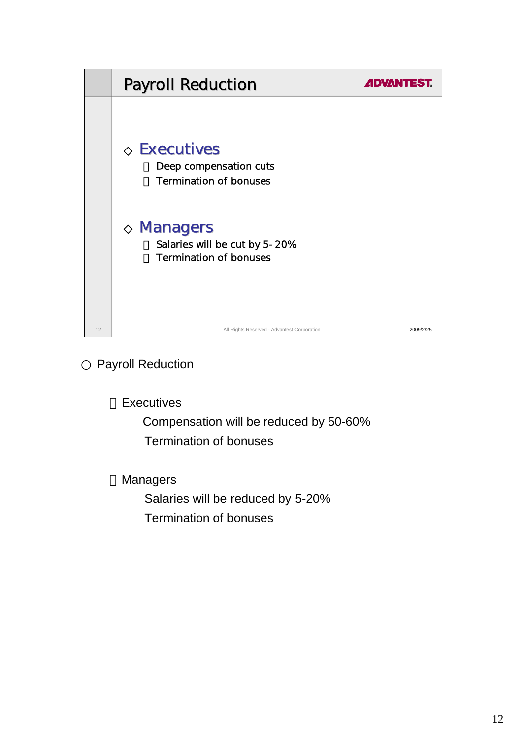## Payroll Reduction

◇ **Executives**

- Deep compensation cuts
- Termination of bonuses

◇ **Managers**

- Salaries will be cut by 5-20%
- Termination of bonuses

All Rights Reserved - Advantest Corporation

2009/2/25

○ Payroll Reduction

- Executives
  - Compensation will be reduced by 50-60%
  - Termination of bonuses

- Managers
  - Salaries will be reduced by 5-20%
  - Termination of bonuses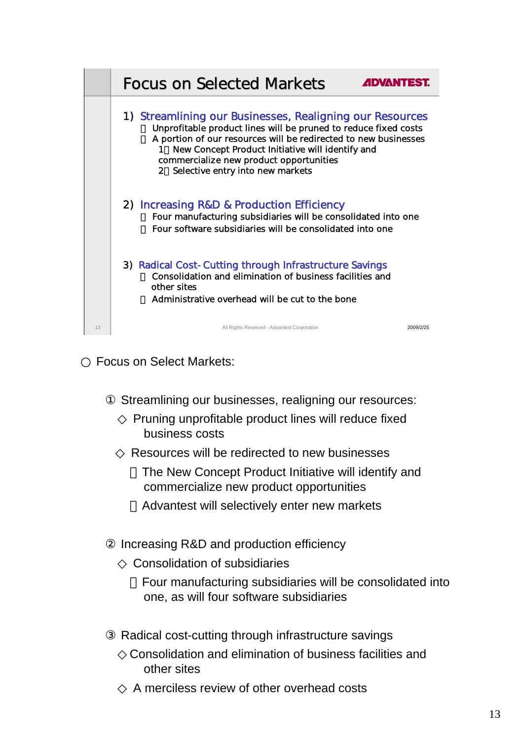## Focus on Selected Markets

ADVANTEST

1) Streamlining our Businesses, Realigning our Resources
- Unprofitable product lines will be pruned to reduce fixed costs
- A portion of our resources will be redirected to new businesses
  - 1 New Concept Product Initiative will identify and commercialize new product opportunities
  - 2 Selective entry into new markets

2) Increasing R&D & Production Efficiency
- Four manufacturing subsidiaries will be consolidated into one
- Four software subsidiaries will be consolidated into one

3) Radical Cost-Cutting through Infrastructure Savings
- Consolidation and elimination of business facilities and other sites
- Administrative overhead will be cut to the bone

All Rights Reserved - Advantest Corporation 2009/2/25

○ Focus on Select Markets:

① Streamlining our businesses, realigning our resources:

◇ Pruning unprofitable product lines will reduce fixed business costs

◇ Resources will be redirected to new businesses

- The New Concept Product Initiative will identify and commercialize new product opportunities
- Advantest will selectively enter new markets

② Increasing R&D and production efficiency

◇ Consolidation of subsidiaries

- Four manufacturing subsidiaries will be consolidated into one, as will four software subsidiaries

③ Radical cost-cutting through infrastructure savings

◇ Consolidation and elimination of business facilities and other sites

◇ A merciless review of other overhead costs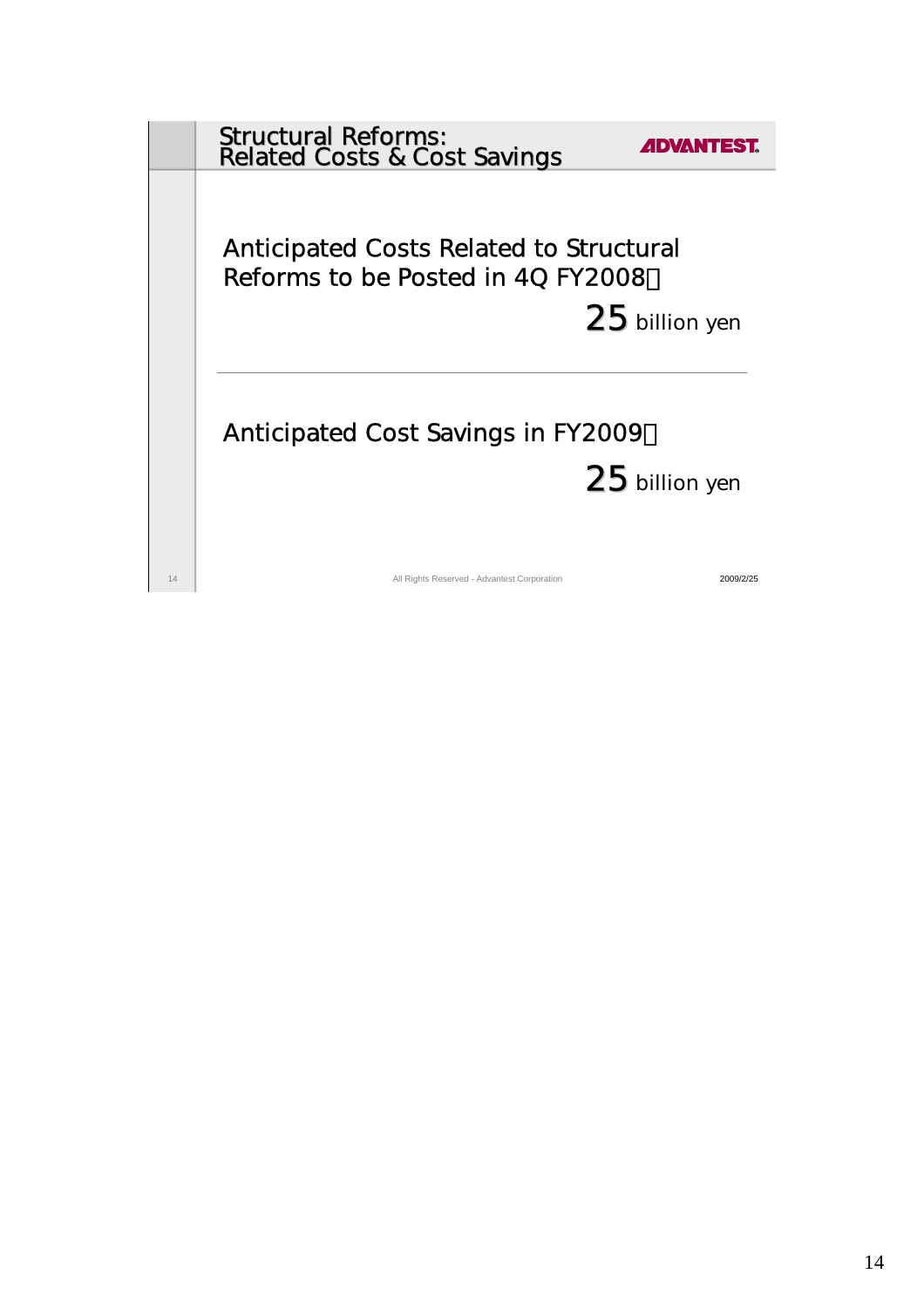## Structural Reforms: Related Costs & Cost Savings

ADVANTEST.

Anticipated Costs Related to Structural Reforms to be Posted in 4Q FY2008：

25 billion yen

---

Anticipated Cost Savings in FY2009：

25 billion yen

All Rights Reserved - Advantest Corporation

2009/2/25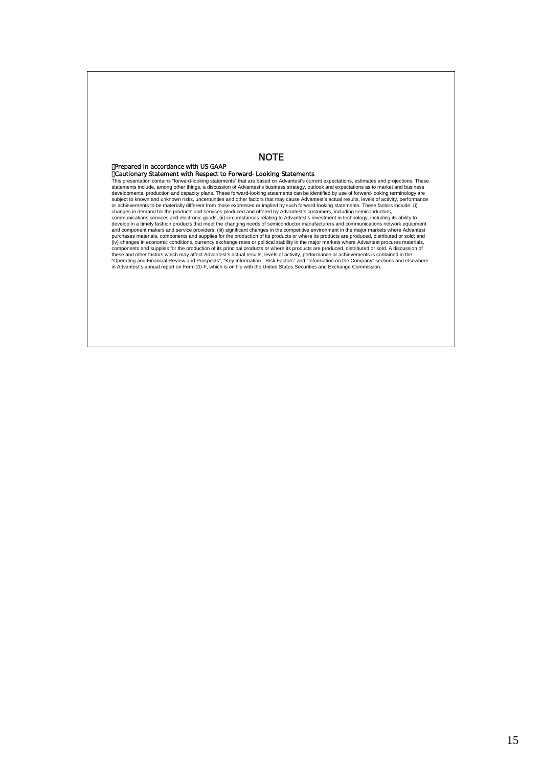# NOTE

- Prepared in accordance with US GAAP
- Cautionary Statement with Respect to Forward-Looking Statements

This presentation contains "forward-looking statements" that are based on Advantest's current expectations, estimates and projections. These statements include, among other things, a discussion of Advantest's business strategy, outlook and expectations as to market and business developments, production and capacity plans. These forward-looking statements can be identified by use of forward-looking terminology are subject to known and unknown risks, uncertainties and other factors that may cause Advantest's actual results, levels of activity, performance or achievements to be materially different from those expressed or implied by such forward-looking statements. These factors include: (i) changes in demand for the products and services produced and offered by Advantest's customers, including semiconductors, communications services and electronic goods; (ii) circumstances relating to Advantest's investment in technology, including its ability to develop in a timely fashion products that meet the changing needs of semiconductor manufacturers and communications network equipment and component makers and service providers; (iii) significant changes in the competitive environment in the major markets where Advantest purchases materials, components and supplies for the production of its products or where its products are produced, distributed or sold; and (iv) changes in economic conditions, currency exchange rates or political stability in the major markets where Advantest procures materials, components and supplies for the production of its principal products or where its products are produced, distributed or sold. A discussion of these and other factors which may affect Advantest's actual results, levels of activity, performance or achievements is contained in the "Operating and Financial Review and Prospects", "Key Information - Risk Factors" and "Information on the Company" sections and elsewhere in Advantest's annual report on Form 20-F, which is on file with the United States Securities and Exchange Commission.